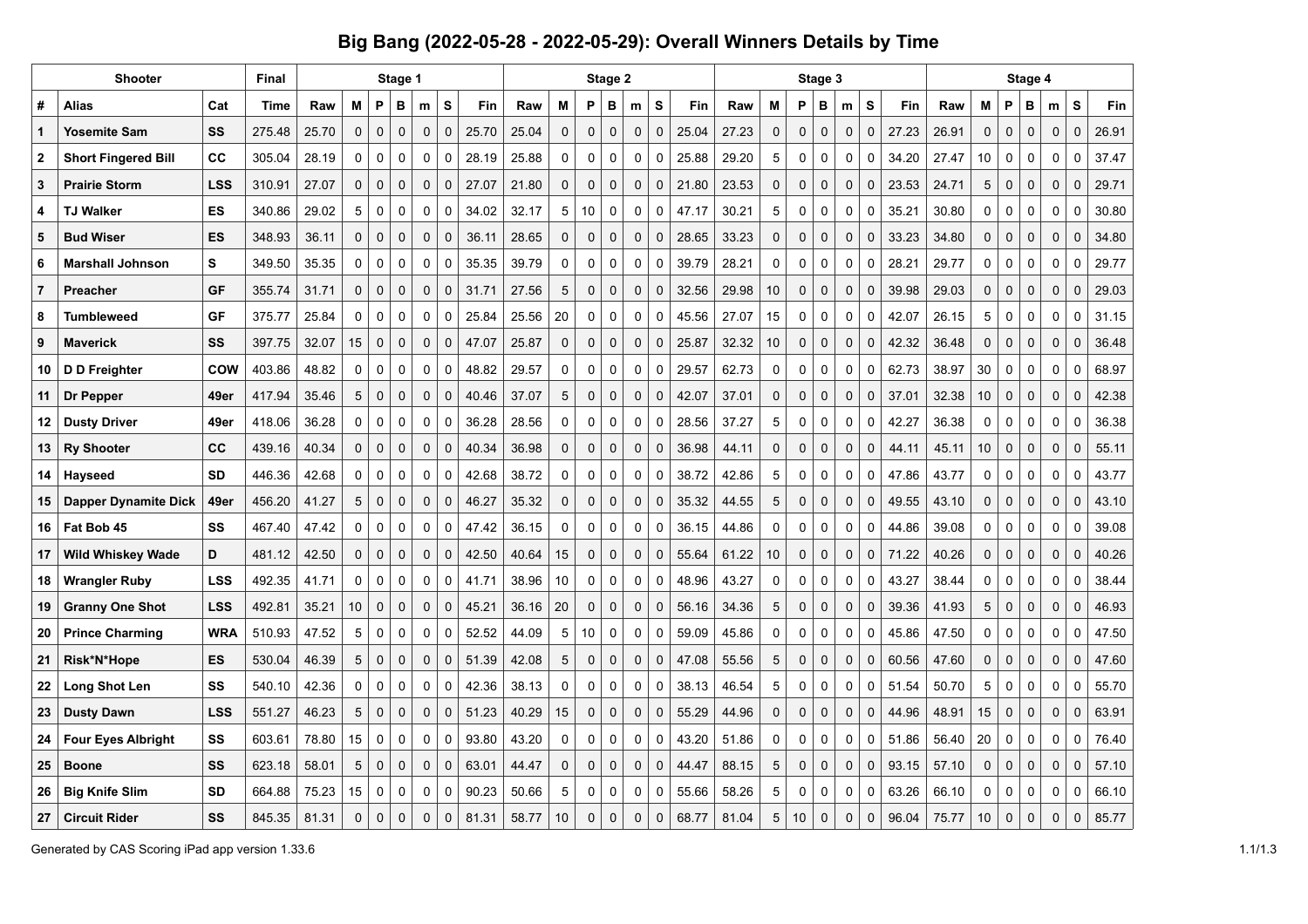# Big Bang (2022-05-28 - 2022-05-29): Overall Winners Details by Time

| Shooter | | | Final | Stage 1 | | | | | | | Stage 2 | | | | | | | Stage 3 | | | | | | | Stage 4 | | | | | | |
|---|---|---|---|---|---|---|---|---|---|---|---|---|---|---|---|---|---|---|---|---|---|---|---|---|---|---|---|---|---|---|---|
| # | Alias | Cat | Time | Raw | M | P | B | m | S | Fin | Raw | M | P | B | m | S | Fin | Raw | M | P | B | m | S | Fin | Raw | M | P | B | m | S | Fin |
| 1 | Yosemite Sam | SS | 275.48 | 25.70 | 0 | 0 | 0 | 0 | 0 | 25.70 | 25.04 | 0 | 0 | 0 | 0 | 0 | 25.04 | 27.23 | 0 | 0 | 0 | 0 | 0 | 27.23 | 26.91 | 0 | 0 | 0 | 0 | 0 | 26.91 |
| 2 | Short Fingered Bill | CC | 305.04 | 28.19 | 0 | 0 | 0 | 0 | 0 | 28.19 | 25.88 | 0 | 0 | 0 | 0 | 0 | 25.88 | 29.20 | 5 | 0 | 0 | 0 | 0 | 34.20 | 27.47 | 10 | 0 | 0 | 0 | 0 | 37.47 |
| 3 | Prairie Storm | LSS | 310.91 | 27.07 | 0 | 0 | 0 | 0 | 0 | 27.07 | 21.80 | 0 | 0 | 0 | 0 | 0 | 21.80 | 23.53 | 0 | 0 | 0 | 0 | 0 | 23.53 | 24.71 | 5 | 0 | 0 | 0 | 0 | 29.71 |
| 4 | TJ Walker | ES | 340.86 | 29.02 | 5 | 0 | 0 | 0 | 0 | 34.02 | 32.17 | 5 | 10 | 0 | 0 | 0 | 47.17 | 30.21 | 5 | 0 | 0 | 0 | 0 | 35.21 | 30.80 | 0 | 0 | 0 | 0 | 0 | 30.80 |
| 5 | Bud Wiser | ES | 348.93 | 36.11 | 0 | 0 | 0 | 0 | 0 | 36.11 | 28.65 | 0 | 0 | 0 | 0 | 0 | 28.65 | 33.23 | 0 | 0 | 0 | 0 | 0 | 33.23 | 34.80 | 0 | 0 | 0 | 0 | 0 | 34.80 |
| 6 | Marshall Johnson | S | 349.50 | 35.35 | 0 | 0 | 0 | 0 | 0 | 35.35 | 39.79 | 0 | 0 | 0 | 0 | 0 | 39.79 | 28.21 | 0 | 0 | 0 | 0 | 0 | 28.21 | 29.77 | 0 | 0 | 0 | 0 | 0 | 29.77 |
| 7 | Preacher | GF | 355.74 | 31.71 | 0 | 0 | 0 | 0 | 0 | 31.71 | 27.56 | 5 | 0 | 0 | 0 | 0 | 32.56 | 29.98 | 10 | 0 | 0 | 0 | 0 | 39.98 | 29.03 | 0 | 0 | 0 | 0 | 0 | 29.03 |
| 8 | Tumbleweed | GF | 375.77 | 25.84 | 0 | 0 | 0 | 0 | 0 | 25.84 | 25.56 | 20 | 0 | 0 | 0 | 0 | 45.56 | 27.07 | 15 | 0 | 0 | 0 | 0 | 42.07 | 26.15 | 5 | 0 | 0 | 0 | 0 | 31.15 |
| 9 | Maverick | SS | 397.75 | 32.07 | 15 | 0 | 0 | 0 | 0 | 47.07 | 25.87 | 0 | 0 | 0 | 0 | 0 | 25.87 | 32.32 | 10 | 0 | 0 | 0 | 0 | 42.32 | 36.48 | 0 | 0 | 0 | 0 | 0 | 36.48 |
| 10 | D D Freighter | COW | 403.86 | 48.82 | 0 | 0 | 0 | 0 | 0 | 48.82 | 29.57 | 0 | 0 | 0 | 0 | 0 | 29.57 | 62.73 | 0 | 0 | 0 | 0 | 0 | 62.73 | 38.97 | 30 | 0 | 0 | 0 | 0 | 68.97 |
| 11 | Dr Pepper | 49er | 417.94 | 35.46 | 5 | 0 | 0 | 0 | 0 | 40.46 | 37.07 | 5 | 0 | 0 | 0 | 0 | 42.07 | 37.01 | 0 | 0 | 0 | 0 | 0 | 37.01 | 32.38 | 10 | 0 | 0 | 0 | 0 | 42.38 |
| 12 | Dusty Driver | 49er | 418.06 | 36.28 | 0 | 0 | 0 | 0 | 0 | 36.28 | 28.56 | 0 | 0 | 0 | 0 | 0 | 28.56 | 37.27 | 5 | 0 | 0 | 0 | 0 | 42.27 | 36.38 | 0 | 0 | 0 | 0 | 0 | 36.38 |
| 13 | Ry Shooter | CC | 439.16 | 40.34 | 0 | 0 | 0 | 0 | 0 | 40.34 | 36.98 | 0 | 0 | 0 | 0 | 0 | 36.98 | 44.11 | 0 | 0 | 0 | 0 | 0 | 44.11 | 45.11 | 10 | 0 | 0 | 0 | 0 | 55.11 |
| 14 | Hayseed | SD | 446.36 | 42.68 | 0 | 0 | 0 | 0 | 0 | 42.68 | 38.72 | 0 | 0 | 0 | 0 | 0 | 38.72 | 42.86 | 5 | 0 | 0 | 0 | 0 | 47.86 | 43.77 | 0 | 0 | 0 | 0 | 0 | 43.77 |
| 15 | Dapper Dynamite Dick | 49er | 456.20 | 41.27 | 5 | 0 | 0 | 0 | 0 | 46.27 | 35.32 | 0 | 0 | 0 | 0 | 0 | 35.32 | 44.55 | 5 | 0 | 0 | 0 | 0 | 49.55 | 43.10 | 0 | 0 | 0 | 0 | 0 | 43.10 |
| 16 | Fat Bob 45 | SS | 467.40 | 47.42 | 0 | 0 | 0 | 0 | 0 | 47.42 | 36.15 | 0 | 0 | 0 | 0 | 0 | 36.15 | 44.86 | 0 | 0 | 0 | 0 | 0 | 44.86 | 39.08 | 0 | 0 | 0 | 0 | 0 | 39.08 |
| 17 | Wild Whiskey Wade | D | 481.12 | 42.50 | 0 | 0 | 0 | 0 | 0 | 42.50 | 40.64 | 15 | 0 | 0 | 0 | 0 | 55.64 | 61.22 | 10 | 0 | 0 | 0 | 0 | 71.22 | 40.26 | 0 | 0 | 0 | 0 | 0 | 40.26 |
| 18 | Wrangler Ruby | LSS | 492.35 | 41.71 | 0 | 0 | 0 | 0 | 0 | 41.71 | 38.96 | 10 | 0 | 0 | 0 | 0 | 48.96 | 43.27 | 0 | 0 | 0 | 0 | 0 | 43.27 | 38.44 | 0 | 0 | 0 | 0 | 0 | 38.44 |
| 19 | Granny One Shot | LSS | 492.81 | 35.21 | 10 | 0 | 0 | 0 | 0 | 45.21 | 36.16 | 20 | 0 | 0 | 0 | 0 | 56.16 | 34.36 | 5 | 0 | 0 | 0 | 0 | 39.36 | 41.93 | 5 | 0 | 0 | 0 | 0 | 46.93 |
| 20 | Prince Charming | WRA | 510.93 | 47.52 | 5 | 0 | 0 | 0 | 0 | 52.52 | 44.09 | 5 | 10 | 0 | 0 | 0 | 59.09 | 45.86 | 0 | 0 | 0 | 0 | 0 | 45.86 | 47.50 | 0 | 0 | 0 | 0 | 0 | 47.50 |
| 21 | Risk*N*Hope | ES | 530.04 | 46.39 | 5 | 0 | 0 | 0 | 0 | 51.39 | 42.08 | 5 | 0 | 0 | 0 | 0 | 47.08 | 55.56 | 5 | 0 | 0 | 0 | 0 | 60.56 | 47.60 | 0 | 0 | 0 | 0 | 0 | 47.60 |
| 22 | Long Shot Len | SS | 540.10 | 42.36 | 0 | 0 | 0 | 0 | 0 | 42.36 | 38.13 | 0 | 0 | 0 | 0 | 0 | 38.13 | 46.54 | 5 | 0 | 0 | 0 | 0 | 51.54 | 50.70 | 5 | 0 | 0 | 0 | 0 | 55.70 |
| 23 | Dusty Dawn | LSS | 551.27 | 46.23 | 5 | 0 | 0 | 0 | 0 | 51.23 | 40.29 | 15 | 0 | 0 | 0 | 0 | 55.29 | 44.96 | 0 | 0 | 0 | 0 | 0 | 44.96 | 48.91 | 15 | 0 | 0 | 0 | 0 | 63.91 |
| 24 | Four Eyes Albright | SS | 603.61 | 78.80 | 15 | 0 | 0 | 0 | 0 | 93.80 | 43.20 | 0 | 0 | 0 | 0 | 0 | 43.20 | 51.86 | 0 | 0 | 0 | 0 | 0 | 51.86 | 56.40 | 20 | 0 | 0 | 0 | 0 | 76.40 |
| 25 | Boone | SS | 623.18 | 58.01 | 5 | 0 | 0 | 0 | 0 | 63.01 | 44.47 | 0 | 0 | 0 | 0 | 0 | 44.47 | 88.15 | 5 | 0 | 0 | 0 | 0 | 93.15 | 57.10 | 0 | 0 | 0 | 0 | 0 | 57.10 |
| 26 | Big Knife Slim | SD | 664.88 | 75.23 | 15 | 0 | 0 | 0 | 0 | 90.23 | 50.66 | 5 | 0 | 0 | 0 | 0 | 55.66 | 58.26 | 5 | 0 | 0 | 0 | 0 | 63.26 | 66.10 | 0 | 0 | 0 | 0 | 0 | 66.10 |
| 27 | Circuit Rider | SS | 845.35 | 81.31 | 0 | 0 | 0 | 0 | 0 | 81.31 | 58.77 | 10 | 0 | 0 | 0 | 0 | 68.77 | 81.04 | 5 | 10 | 0 | 0 | 0 | 96.04 | 75.77 | 10 | 0 | 0 | 0 | 0 | 85.77 |

Generated by CAS Scoring iPad app version 1.33.6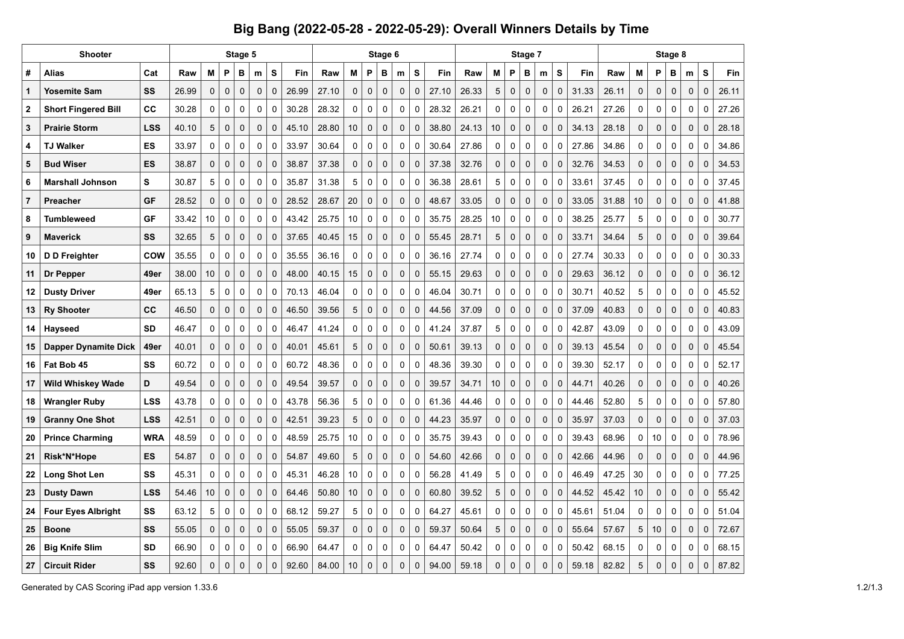# Big Bang (2022-05-28 - 2022-05-29): Overall Winners Details by Time

| Shooter | | | Stage 5 | | | | | | | Stage 6 | | | | | | | Stage 7 | | | | | | | Stage 8 | | | | | | |
|---|---|---|---|---|---|---|---|---|---|---|---|---|---|---|---|---|---|---|---|---|---|---|---|---|---|---|---|---|---|---|
| # | Alias | Cat | Raw | M | P | B | m | S | Fin | Raw | M | P | B | m | S | Fin | Raw | M | P | B | m | S | Fin | Raw | M | P | B | m | S | Fin |
| 1 | Yosemite Sam | SS | 26.99 | 0 | 0 | 0 | 0 | 0 | 26.99 | 27.10 | 0 | 0 | 0 | 0 | 0 | 27.10 | 26.33 | 5 | 0 | 0 | 0 | 0 | 31.33 | 26.11 | 0 | 0 | 0 | 0 | 0 | 26.11 |
| 2 | Short Fingered Bill | CC | 30.28 | 0 | 0 | 0 | 0 | 0 | 30.28 | 28.32 | 0 | 0 | 0 | 0 | 0 | 28.32 | 26.21 | 0 | 0 | 0 | 0 | 0 | 26.21 | 27.26 | 0 | 0 | 0 | 0 | 0 | 27.26 |
| 3 | Prairie Storm | LSS | 40.10 | 5 | 0 | 0 | 0 | 0 | 45.10 | 28.80 | 10 | 0 | 0 | 0 | 0 | 38.80 | 24.13 | 10 | 0 | 0 | 0 | 0 | 34.13 | 28.18 | 0 | 0 | 0 | 0 | 0 | 28.18 |
| 4 | TJ Walker | ES | 33.97 | 0 | 0 | 0 | 0 | 0 | 33.97 | 30.64 | 0 | 0 | 0 | 0 | 0 | 30.64 | 27.86 | 0 | 0 | 0 | 0 | 0 | 27.86 | 34.86 | 0 | 0 | 0 | 0 | 0 | 34.86 |
| 5 | Bud Wiser | ES | 38.87 | 0 | 0 | 0 | 0 | 0 | 38.87 | 37.38 | 0 | 0 | 0 | 0 | 0 | 37.38 | 32.76 | 0 | 0 | 0 | 0 | 0 | 32.76 | 34.53 | 0 | 0 | 0 | 0 | 0 | 34.53 |
| 6 | Marshall Johnson | S | 30.87 | 5 | 0 | 0 | 0 | 0 | 35.87 | 31.38 | 5 | 0 | 0 | 0 | 0 | 36.38 | 28.61 | 5 | 0 | 0 | 0 | 0 | 33.61 | 37.45 | 0 | 0 | 0 | 0 | 0 | 37.45 |
| 7 | Preacher | GF | 28.52 | 0 | 0 | 0 | 0 | 0 | 28.52 | 28.67 | 20 | 0 | 0 | 0 | 0 | 48.67 | 33.05 | 0 | 0 | 0 | 0 | 0 | 33.05 | 31.88 | 10 | 0 | 0 | 0 | 0 | 41.88 |
| 8 | Tumbleweed | GF | 33.42 | 10 | 0 | 0 | 0 | 0 | 43.42 | 25.75 | 10 | 0 | 0 | 0 | 0 | 35.75 | 28.25 | 10 | 0 | 0 | 0 | 0 | 38.25 | 25.77 | 5 | 0 | 0 | 0 | 0 | 30.77 |
| 9 | Maverick | SS | 32.65 | 5 | 0 | 0 | 0 | 0 | 37.65 | 40.45 | 15 | 0 | 0 | 0 | 0 | 55.45 | 28.71 | 5 | 0 | 0 | 0 | 0 | 33.71 | 34.64 | 5 | 0 | 0 | 0 | 0 | 39.64 |
| 10 | D D Freighter | COW | 35.55 | 0 | 0 | 0 | 0 | 0 | 35.55 | 36.16 | 0 | 0 | 0 | 0 | 0 | 36.16 | 27.74 | 0 | 0 | 0 | 0 | 0 | 27.74 | 30.33 | 0 | 0 | 0 | 0 | 0 | 30.33 |
| 11 | Dr Pepper | 49er | 38.00 | 10 | 0 | 0 | 0 | 0 | 48.00 | 40.15 | 15 | 0 | 0 | 0 | 0 | 55.15 | 29.63 | 0 | 0 | 0 | 0 | 0 | 29.63 | 36.12 | 0 | 0 | 0 | 0 | 0 | 36.12 |
| 12 | Dusty Driver | 49er | 65.13 | 5 | 0 | 0 | 0 | 0 | 70.13 | 46.04 | 0 | 0 | 0 | 0 | 0 | 46.04 | 30.71 | 0 | 0 | 0 | 0 | 0 | 30.71 | 40.52 | 5 | 0 | 0 | 0 | 0 | 45.52 |
| 13 | Ry Shooter | CC | 46.50 | 0 | 0 | 0 | 0 | 0 | 46.50 | 39.56 | 5 | 0 | 0 | 0 | 0 | 44.56 | 37.09 | 0 | 0 | 0 | 0 | 0 | 37.09 | 40.83 | 0 | 0 | 0 | 0 | 0 | 40.83 |
| 14 | Hayseed | SD | 46.47 | 0 | 0 | 0 | 0 | 0 | 46.47 | 41.24 | 0 | 0 | 0 | 0 | 0 | 41.24 | 37.87 | 5 | 0 | 0 | 0 | 0 | 42.87 | 43.09 | 0 | 0 | 0 | 0 | 0 | 43.09 |
| 15 | Dapper Dynamite Dick | 49er | 40.01 | 0 | 0 | 0 | 0 | 0 | 40.01 | 45.61 | 5 | 0 | 0 | 0 | 0 | 50.61 | 39.13 | 0 | 0 | 0 | 0 | 0 | 39.13 | 45.54 | 0 | 0 | 0 | 0 | 0 | 45.54 |
| 16 | Fat Bob 45 | SS | 60.72 | 0 | 0 | 0 | 0 | 0 | 60.72 | 48.36 | 0 | 0 | 0 | 0 | 0 | 48.36 | 39.30 | 0 | 0 | 0 | 0 | 0 | 39.30 | 52.17 | 0 | 0 | 0 | 0 | 0 | 52.17 |
| 17 | Wild Whiskey Wade | D | 49.54 | 0 | 0 | 0 | 0 | 0 | 49.54 | 39.57 | 0 | 0 | 0 | 0 | 0 | 39.57 | 34.71 | 10 | 0 | 0 | 0 | 0 | 44.71 | 40.26 | 0 | 0 | 0 | 0 | 0 | 40.26 |
| 18 | Wrangler Ruby | LSS | 43.78 | 0 | 0 | 0 | 0 | 0 | 43.78 | 56.36 | 5 | 0 | 0 | 0 | 0 | 61.36 | 44.46 | 0 | 0 | 0 | 0 | 0 | 44.46 | 52.80 | 5 | 0 | 0 | 0 | 0 | 57.80 |
| 19 | Granny One Shot | LSS | 42.51 | 0 | 0 | 0 | 0 | 0 | 42.51 | 39.23 | 5 | 0 | 0 | 0 | 0 | 44.23 | 35.97 | 0 | 0 | 0 | 0 | 0 | 35.97 | 37.03 | 0 | 0 | 0 | 0 | 0 | 37.03 |
| 20 | Prince Charming | WRA | 48.59 | 0 | 0 | 0 | 0 | 0 | 48.59 | 25.75 | 10 | 0 | 0 | 0 | 0 | 35.75 | 39.43 | 0 | 0 | 0 | 0 | 0 | 39.43 | 68.96 | 0 | 10 | 0 | 0 | 0 | 78.96 |
| 21 | Risk*N*Hope | ES | 54.87 | 0 | 0 | 0 | 0 | 0 | 54.87 | 49.60 | 5 | 0 | 0 | 0 | 0 | 54.60 | 42.66 | 0 | 0 | 0 | 0 | 0 | 42.66 | 44.96 | 0 | 0 | 0 | 0 | 0 | 44.96 |
| 22 | Long Shot Len | SS | 45.31 | 0 | 0 | 0 | 0 | 0 | 45.31 | 46.28 | 10 | 0 | 0 | 0 | 0 | 56.28 | 41.49 | 5 | 0 | 0 | 0 | 0 | 46.49 | 47.25 | 30 | 0 | 0 | 0 | 0 | 77.25 |
| 23 | Dusty Dawn | LSS | 54.46 | 10 | 0 | 0 | 0 | 0 | 64.46 | 50.80 | 10 | 0 | 0 | 0 | 0 | 60.80 | 39.52 | 5 | 0 | 0 | 0 | 0 | 44.52 | 45.42 | 10 | 0 | 0 | 0 | 0 | 55.42 |
| 24 | Four Eyes Albright | SS | 63.12 | 5 | 0 | 0 | 0 | 0 | 68.12 | 59.27 | 5 | 0 | 0 | 0 | 0 | 64.27 | 45.61 | 0 | 0 | 0 | 0 | 0 | 45.61 | 51.04 | 0 | 0 | 0 | 0 | 0 | 51.04 |
| 25 | Boone | SS | 55.05 | 0 | 0 | 0 | 0 | 0 | 55.05 | 59.37 | 0 | 0 | 0 | 0 | 0 | 59.37 | 50.64 | 5 | 0 | 0 | 0 | 0 | 55.64 | 57.67 | 5 | 10 | 0 | 0 | 0 | 72.67 |
| 26 | Big Knife Slim | SD | 66.90 | 0 | 0 | 0 | 0 | 0 | 66.90 | 64.47 | 0 | 0 | 0 | 0 | 0 | 64.47 | 50.42 | 0 | 0 | 0 | 0 | 0 | 50.42 | 68.15 | 0 | 0 | 0 | 0 | 0 | 68.15 |
| 27 | Circuit Rider | SS | 92.60 | 0 | 0 | 0 | 0 | 0 | 92.60 | 84.00 | 10 | 0 | 0 | 0 | 0 | 94.00 | 59.18 | 0 | 0 | 0 | 0 | 0 | 59.18 | 82.82 | 5 | 0 | 0 | 0 | 0 | 87.82 |

Generated by CAS Scoring iPad app version 1.33.6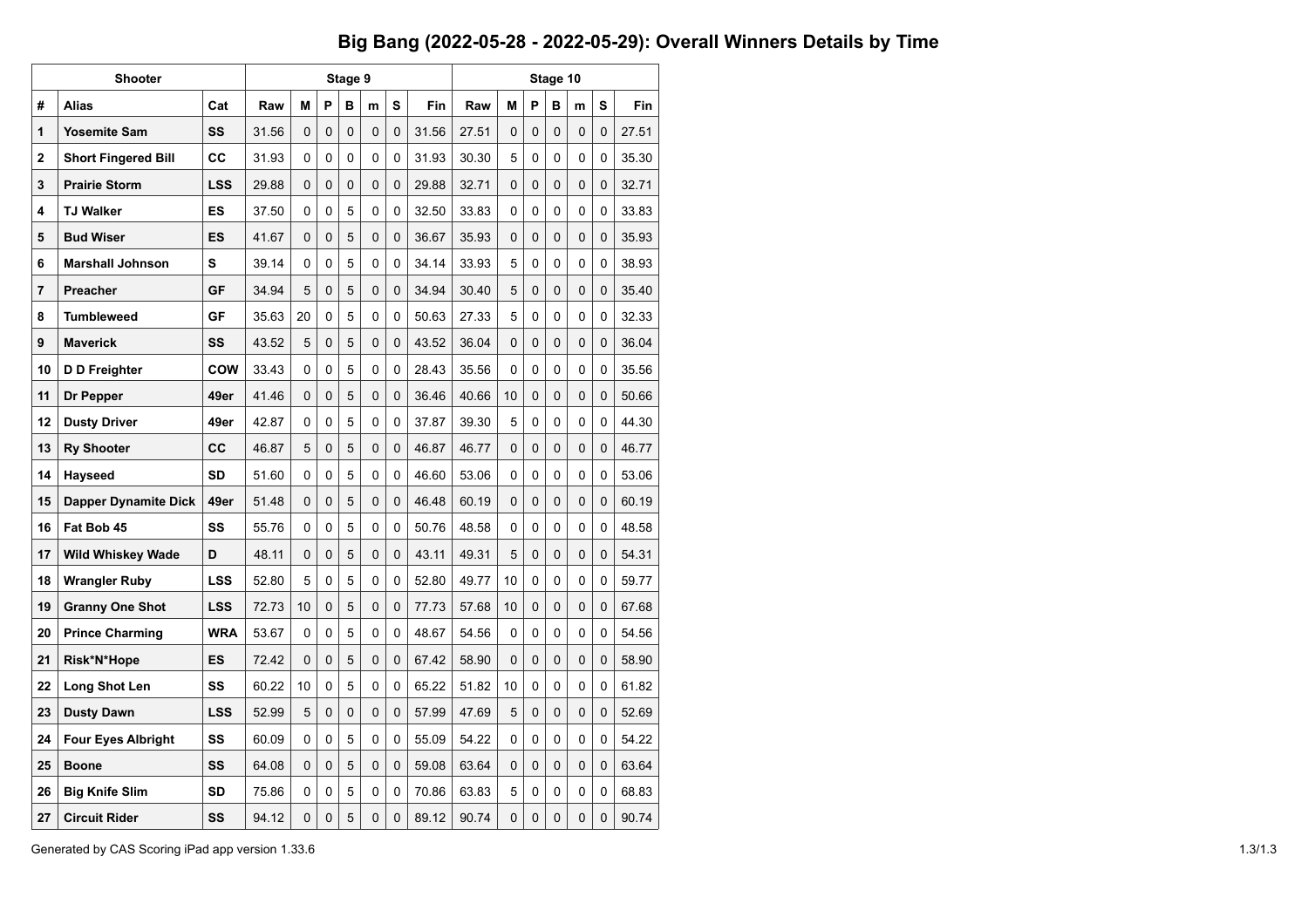# Big Bang (2022-05-28 - 2022-05-29): Overall Winners Details by Time

| Shooter | | | Stage 9 | | | | | | | Stage 10 | | | | | | |
|---|---|---|---|---|---|---|---|---|---|---|---|---|---|---|---|---|
| # | Alias | Cat | Raw | M | P | B | m | S | Fin | Raw | M | P | B | m | S | Fin |
| 1 | **Yosemite Sam** | **SS** | 31.56 | 0 | 0 | 0 | 0 | 0 | 31.56 | 27.51 | 0 | 0 | 0 | 0 | 0 | 27.51 |
| 2 | **Short Fingered Bill** | **CC** | 31.93 | 0 | 0 | 0 | 0 | 0 | 31.93 | 30.30 | 5 | 0 | 0 | 0 | 0 | 35.30 |
| 3 | **Prairie Storm** | **LSS** | 29.88 | 0 | 0 | 0 | 0 | 0 | 29.88 | 32.71 | 0 | 0 | 0 | 0 | 0 | 32.71 |
| 4 | **TJ Walker** | **ES** | 37.50 | 0 | 0 | 5 | 0 | 0 | 32.50 | 33.83 | 0 | 0 | 0 | 0 | 0 | 33.83 |
| 5 | **Bud Wiser** | **ES** | 41.67 | 0 | 0 | 5 | 0 | 0 | 36.67 | 35.93 | 0 | 0 | 0 | 0 | 0 | 35.93 |
| 6 | **Marshall Johnson** | **S** | 39.14 | 0 | 0 | 5 | 0 | 0 | 34.14 | 33.93 | 5 | 0 | 0 | 0 | 0 | 38.93 |
| 7 | **Preacher** | **GF** | 34.94 | 5 | 0 | 5 | 0 | 0 | 34.94 | 30.40 | 5 | 0 | 0 | 0 | 0 | 35.40 |
| 8 | **Tumbleweed** | **GF** | 35.63 | 20 | 0 | 5 | 0 | 0 | 50.63 | 27.33 | 5 | 0 | 0 | 0 | 0 | 32.33 |
| 9 | **Maverick** | **SS** | 43.52 | 5 | 0 | 5 | 0 | 0 | 43.52 | 36.04 | 0 | 0 | 0 | 0 | 0 | 36.04 |
| 10 | **D D Freighter** | **COW** | 33.43 | 0 | 0 | 5 | 0 | 0 | 28.43 | 35.56 | 0 | 0 | 0 | 0 | 0 | 35.56 |
| 11 | **Dr Pepper** | **49er** | 41.46 | 0 | 0 | 5 | 0 | 0 | 36.46 | 40.66 | 10 | 0 | 0 | 0 | 0 | 50.66 |
| 12 | **Dusty Driver** | **49er** | 42.87 | 0 | 0 | 5 | 0 | 0 | 37.87 | 39.30 | 5 | 0 | 0 | 0 | 0 | 44.30 |
| 13 | **Ry Shooter** | **CC** | 46.87 | 5 | 0 | 5 | 0 | 0 | 46.87 | 46.77 | 0 | 0 | 0 | 0 | 0 | 46.77 |
| 14 | **Hayseed** | **SD** | 51.60 | 0 | 0 | 5 | 0 | 0 | 46.60 | 53.06 | 0 | 0 | 0 | 0 | 0 | 53.06 |
| 15 | **Dapper Dynamite Dick** | **49er** | 51.48 | 0 | 0 | 5 | 0 | 0 | 46.48 | 60.19 | 0 | 0 | 0 | 0 | 0 | 60.19 |
| 16 | **Fat Bob 45** | **SS** | 55.76 | 0 | 0 | 5 | 0 | 0 | 50.76 | 48.58 | 0 | 0 | 0 | 0 | 0 | 48.58 |
| 17 | **Wild Whiskey Wade** | **D** | 48.11 | 0 | 0 | 5 | 0 | 0 | 43.11 | 49.31 | 5 | 0 | 0 | 0 | 0 | 54.31 |
| 18 | **Wrangler Ruby** | **LSS** | 52.80 | 5 | 0 | 5 | 0 | 0 | 52.80 | 49.77 | 10 | 0 | 0 | 0 | 0 | 59.77 |
| 19 | **Granny One Shot** | **LSS** | 72.73 | 10 | 0 | 5 | 0 | 0 | 77.73 | 57.68 | 10 | 0 | 0 | 0 | 0 | 67.68 |
| 20 | **Prince Charming** | **WRA** | 53.67 | 0 | 0 | 5 | 0 | 0 | 48.67 | 54.56 | 0 | 0 | 0 | 0 | 0 | 54.56 |
| 21 | **Risk*N*Hope** | **ES** | 72.42 | 0 | 0 | 5 | 0 | 0 | 67.42 | 58.90 | 0 | 0 | 0 | 0 | 0 | 58.90 |
| 22 | **Long Shot Len** | **SS** | 60.22 | 10 | 0 | 5 | 0 | 0 | 65.22 | 51.82 | 10 | 0 | 0 | 0 | 0 | 61.82 |
| 23 | **Dusty Dawn** | **LSS** | 52.99 | 5 | 0 | 0 | 0 | 0 | 57.99 | 47.69 | 5 | 0 | 0 | 0 | 0 | 52.69 |
| 24 | **Four Eyes Albright** | **SS** | 60.09 | 0 | 0 | 5 | 0 | 0 | 55.09 | 54.22 | 0 | 0 | 0 | 0 | 0 | 54.22 |
| 25 | **Boone** | **SS** | 64.08 | 0 | 0 | 5 | 0 | 0 | 59.08 | 63.64 | 0 | 0 | 0 | 0 | 0 | 63.64 |
| 26 | **Big Knife Slim** | **SD** | 75.86 | 0 | 0 | 5 | 0 | 0 | 70.86 | 63.83 | 5 | 0 | 0 | 0 | 0 | 68.83 |
| 27 | **Circuit Rider** | **SS** | 94.12 | 0 | 0 | 5 | 0 | 0 | 89.12 | 90.74 | 0 | 0 | 0 | 0 | 0 | 90.74 |

Generated by CAS Scoring iPad app version 1.33.6